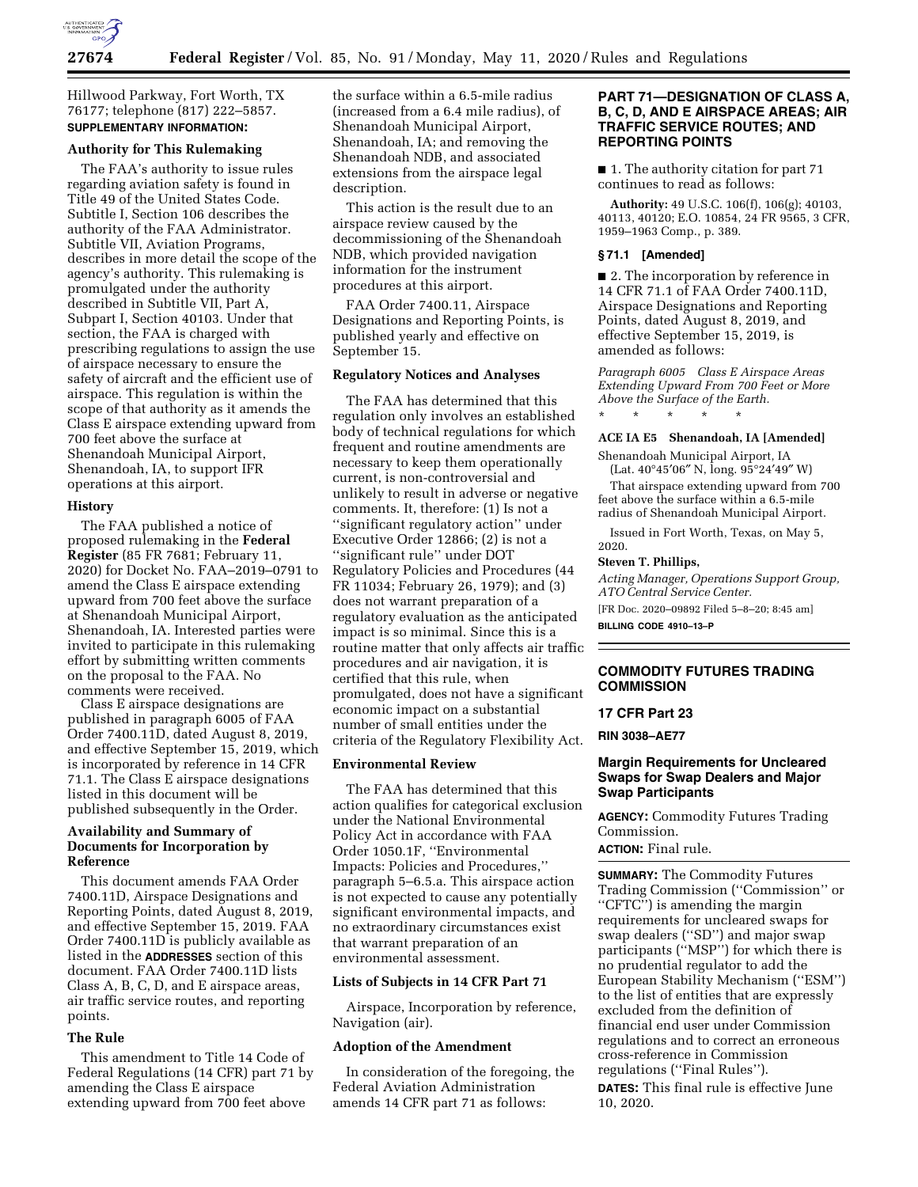Hillwood Parkway, Fort Worth, TX 76177; telephone (817) 222–5857.

**SUPPLEMENTARY INFORMATION:**

**Authority for This Rulemaking**

The FAA's authority to issue rules regarding aviation safety is found in Title 49 of the United States Code. Subtitle I, Section 106 describes the authority of the FAA Administrator. Subtitle VII, Aviation Programs, describes in more detail the scope of the agency's authority. This rulemaking is promulgated under the authority described in Subtitle VII, Part A, Subpart I, Section 40103. Under that section, the FAA is charged with prescribing regulations to assign the use of airspace necessary to ensure the safety of aircraft and the efficient use of airspace. This regulation is within the scope of that authority as it amends the Class E airspace extending upward from 700 feet above the surface at Shenandoah Municipal Airport, Shenandoah, IA, to support IFR operations at this airport.

**History**

The FAA published a notice of proposed rulemaking in the **Federal Register** (85 FR 7681; February 11, 2020) for Docket No. FAA–2019–0791 to amend the Class E airspace extending upward from 700 feet above the surface at Shenandoah Municipal Airport, Shenandoah, IA. Interested parties were invited to participate in this rulemaking effort by submitting written comments on the proposal to the FAA. No comments were received.

Class E airspace designations are published in paragraph 6005 of FAA Order 7400.11D, dated August 8, 2019, and effective September 15, 2019, which is incorporated by reference in 14 CFR 71.1. The Class E airspace designations listed in this document will be published subsequently in the Order.

**Availability and Summary of Documents for Incorporation by Reference**

This document amends FAA Order 7400.11D, Airspace Designations and Reporting Points, dated August 8, 2019, and effective September 15, 2019. FAA Order 7400.11D is publicly available as listed in the **ADDRESSES** section of this document. FAA Order 7400.11D lists Class A, B, C, D, and E airspace areas, air traffic service routes, and reporting points.

**The Rule**

This amendment to Title 14 Code of Federal Regulations (14 CFR) part 71 by amending the Class E airspace extending upward from 700 feet above the surface within a 6.5-mile radius (increased from a 6.4 mile radius), of Shenandoah Municipal Airport, Shenandoah, IA; and removing the Shenandoah NDB, and associated extensions from the airspace legal description.

This action is the result due to an airspace review caused by the decommissioning of the Shenandoah NDB, which provided navigation information for the instrument procedures at this airport.

FAA Order 7400.11, Airspace Designations and Reporting Points, is published yearly and effective on September 15.

**Regulatory Notices and Analyses**

The FAA has determined that this regulation only involves an established body of technical regulations for which frequent and routine amendments are necessary to keep them operationally current, is non-controversial and unlikely to result in adverse or negative comments. It, therefore: (1) Is not a ''significant regulatory action'' under Executive Order 12866; (2) is not a ''significant rule'' under DOT Regulatory Policies and Procedures (44 FR 11034; February 26, 1979); and (3) does not warrant preparation of a regulatory evaluation as the anticipated impact is so minimal. Since this is a routine matter that only affects air traffic procedures and air navigation, it is certified that this rule, when promulgated, does not have a significant economic impact on a substantial number of small entities under the criteria of the Regulatory Flexibility Act.

**Environmental Review**

The FAA has determined that this action qualifies for categorical exclusion under the National Environmental Policy Act in accordance with FAA Order 1050.1F, ''Environmental Impacts: Policies and Procedures,'' paragraph 5–6.5.a. This airspace action is not expected to cause any potentially significant environmental impacts, and no extraordinary circumstances exist that warrant preparation of an environmental assessment.

**Lists of Subjects in 14 CFR Part 71**

Airspace, Incorporation by reference, Navigation (air).

**Adoption of the Amendment**

In consideration of the foregoing, the Federal Aviation Administration amends 14 CFR part 71 as follows:

**PART 71—DESIGNATION OF CLASS A, B, C, D, AND E AIRSPACE AREAS; AIR TRAFFIC SERVICE ROUTES; AND REPORTING POINTS**

■ 1. The authority citation for part 71 continues to read as follows:

**Authority:** 49 U.S.C. 106(f), 106(g); 40103, 40113, 40120; E.O. 10854, 24 FR 9565, 3 CFR, 1959–1963 Comp., p. 389.

**§ 71.1 [Amended]**

■ 2. The incorporation by reference in 14 CFR 71.1 of FAA Order 7400.11D, Airspace Designations and Reporting Points, dated August 8, 2019, and effective September 15, 2019, is amended as follows:

*Paragraph 6005 Class E Airspace Areas Extending Upward From 700 Feet or More Above the Surface of the Earth.*

\* \* \* \* \*

**ACE IA E5 Shenandoah, IA [Amended]**

Shenandoah Municipal Airport, IA
(Lat. 40°45′06″ N, long. 95°24′49″ W)

That airspace extending upward from 700 feet above the surface within a 6.5-mile radius of Shenandoah Municipal Airport.

Issued in Fort Worth, Texas, on May 5, 2020.

**Steven T. Phillips,**

*Acting Manager, Operations Support Group, ATO Central Service Center.*

[FR Doc. 2020–09892 Filed 5–8–20; 8:45 am]

**BILLING CODE 4910–13–P**

## COMMODITY FUTURES TRADING COMMISSION

### 17 CFR Part 23

**RIN 3038–AE77**

### Margin Requirements for Uncleared Swaps for Swap Dealers and Major Swap Participants

**AGENCY:** Commodity Futures Trading Commission.

**ACTION:** Final rule.

**SUMMARY:** The Commodity Futures Trading Commission (''Commission'' or ''CFTC'') is amending the margin requirements for uncleared swaps for swap dealers (''SD'') and major swap participants (''MSP'') for which there is no prudential regulator to add the European Stability Mechanism (''ESM'') to the list of entities that are expressly excluded from the definition of financial end user under Commission regulations and to correct an erroneous cross-reference in Commission regulations (''Final Rules'').

**DATES:** This final rule is effective June 10, 2020.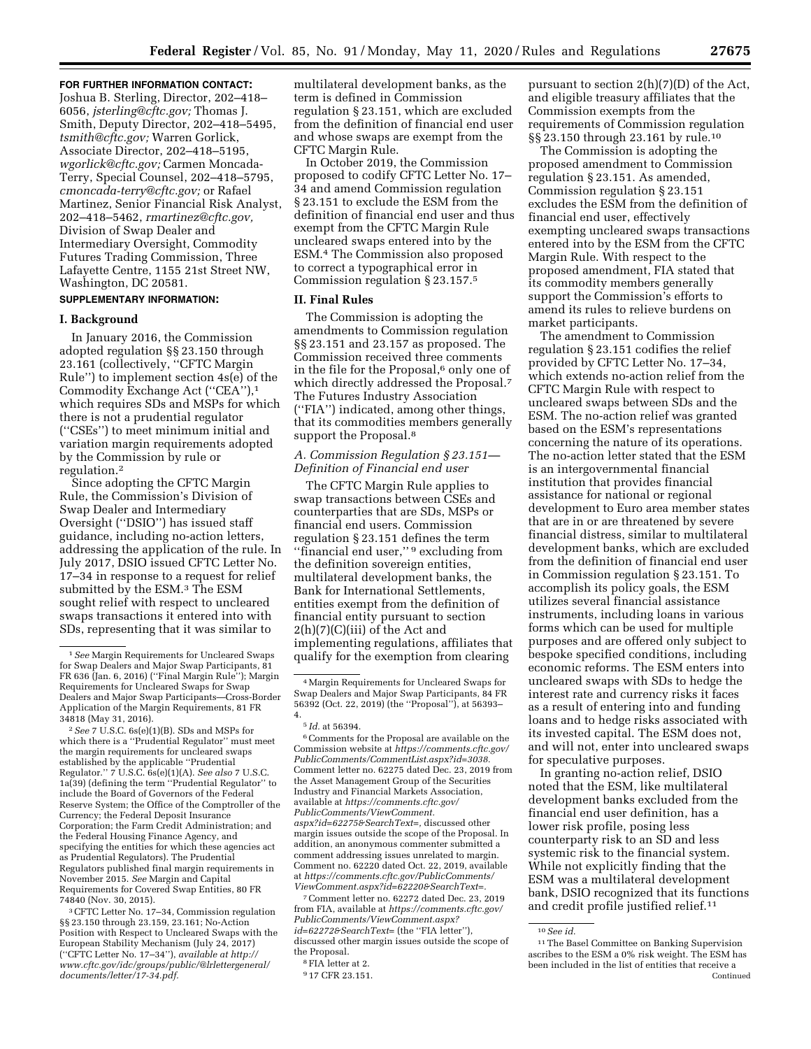**FOR FURTHER INFORMATION CONTACT:** Joshua B. Sterling, Director, 202–418–6056, *jsterling@cftc.gov;* Thomas J. Smith, Deputy Director, 202–418–5495, *tsmith@cftc.gov;* Warren Gorlick, Associate Director, 202–418–5195, *wgorlick@cftc.gov;* Carmen Moncada-Terry, Special Counsel, 202–418–5795, *cmoncada-terry@cftc.gov;* or Rafael Martinez, Senior Financial Risk Analyst, 202–418–5462, *rmartinez@cftc.gov,* Division of Swap Dealer and Intermediary Oversight, Commodity Futures Trading Commission, Three Lafayette Centre, 1155 21st Street NW, Washington, DC 20581.

**SUPPLEMENTARY INFORMATION:**

## I. Background

In January 2016, the Commission adopted regulation §§ 23.150 through 23.161 (collectively, ''CFTC Margin Rule'') to implement section 4s(e) of the Commodity Exchange Act (''CEA''),[1] which requires SDs and MSPs for which there is not a prudential regulator (''CSEs'') to meet minimum initial and variation margin requirements adopted by the Commission by rule or regulation.[2]

Since adopting the CFTC Margin Rule, the Commission's Division of Swap Dealer and Intermediary Oversight (''DSIO'') has issued staff guidance, including no-action letters, addressing the application of the rule. In July 2017, DSIO issued CFTC Letter No. 17–34 in response to a request for relief submitted by the ESM.[3] The ESM sought relief with respect to uncleared swaps transactions it entered into with SDs, representing that it was similar to multilateral development banks, as the term is defined in Commission regulation § 23.151, which are excluded from the definition of financial end user and whose swaps are exempt from the CFTC Margin Rule.

In October 2019, the Commission proposed to codify CFTC Letter No. 17–34 and amend Commission regulation § 23.151 to exclude the ESM from the definition of financial end user and thus exempt from the CFTC Margin Rule uncleared swaps entered into by the ESM.[4] The Commission also proposed to correct a typographical error in Commission regulation § 23.157.[5]

## II. Final Rules

The Commission is adopting the amendments to Commission regulation §§ 23.151 and 23.157 as proposed. The Commission received three comments in the file for the Proposal,[6] only one of which directly addressed the Proposal.[7] The Futures Industry Association (''FIA'') indicated, among other things, that its commodities members generally support the Proposal.[8]

### *A. Commission Regulation § 23.151—Definition of Financial end user*

The CFTC Margin Rule applies to swap transactions between CSEs and counterparties that are SDs, MSPs or financial end users. Commission regulation § 23.151 defines the term ''financial end user,'' [9] excluding from the definition sovereign entities, multilateral development banks, the Bank for International Settlements, entities exempt from the definition of financial entity pursuant to section 2(h)(7)(C)(iii) of the Act and implementing regulations, affiliates that qualify for the exemption from clearing pursuant to section 2(h)(7)(D) of the Act, and eligible treasury affiliates that the Commission exempts from the requirements of Commission regulation §§ 23.150 through 23.161 by rule.[10]

The Commission is adopting the proposed amendment to Commission regulation § 23.151. As amended, Commission regulation § 23.151 excludes the ESM from the definition of financial end user, effectively exempting uncleared swaps transactions entered into by the ESM from the CFTC Margin Rule. With respect to the proposed amendment, FIA stated that its commodity members generally support the Commission's efforts to amend its rules to relieve burdens on market participants.

The amendment to Commission regulation § 23.151 codifies the relief provided by CFTC Letter No. 17–34, which extends no-action relief from the CFTC Margin Rule with respect to uncleared swaps between SDs and the ESM. The no-action relief was granted based on the ESM's representations concerning the nature of its operations. The no-action letter stated that the ESM is an intergovernmental financial institution that provides financial assistance for national or regional development to Euro area member states that are in or are threatened by severe financial distress, similar to multilateral development banks, which are excluded from the definition of financial end user in Commission regulation § 23.151. To accomplish its policy goals, the ESM utilizes several financial assistance instruments, including loans in various forms which can be used for multiple purposes and are offered only subject to bespoke specified conditions, including economic reforms. The ESM enters into uncleared swaps with SDs to hedge the interest rate and currency risks it faces as a result of entering into and funding loans and to hedge risks associated with its invested capital. The ESM does not, and will not, enter into uncleared swaps for speculative purposes.

In granting no-action relief, DSIO noted that the ESM, like multilateral development banks excluded from the financial end user definition, has a lower risk profile, posing less counterparty risk to an SD and less systemic risk to the financial system. While not explicitly finding that the ESM was a multilateral development bank, DSIO recognized that its functions and credit profile justified relief.[11]

---

[1] *See* Margin Requirements for Uncleared Swaps for Swap Dealers and Major Swap Participants, 81 FR 636 (Jan. 6, 2016) (''Final Margin Rule''); Margin Requirements for Uncleared Swaps for Swap Dealers and Major Swap Participants—Cross-Border Application of the Margin Requirements, 81 FR 34818 (May 31, 2016).

[2] *See* 7 U.S.C. 6s(e)(1)(B). SDs and MSPs for which there is a ''Prudential Regulator'' must meet the margin requirements for uncleared swaps established by the applicable ''Prudential Regulator.'' 7 U.S.C. 6s(e)(1)(A). *See also* 7 U.S.C. 1a(39) (defining the term ''Prudential Regulator'' to include the Board of Governors of the Federal Reserve System; the Office of the Comptroller of the Currency; the Federal Deposit Insurance Corporation; the Farm Credit Administration; and the Federal Housing Finance Agency, and specifying the entities for which these agencies act as Prudential Regulators). The Prudential Regulators published final margin requirements in November 2015. *See* Margin and Capital Requirements for Covered Swap Entities, 80 FR 74840 (Nov. 30, 2015).

[3] CFTC Letter No. 17–34, Commission regulation §§ 23.150 through 23.159, 23.161; No-Action Position with Respect to Uncleared Swaps with the European Stability Mechanism (July 24, 2017) (''CFTC Letter No. 17–34''), *available at http://www.cftc.gov/idc/groups/public/@lrlettergeneral/documents/letter/17-34.pdf.*

[4] Margin Requirements for Uncleared Swaps for Swap Dealers and Major Swap Participants, 84 FR 56392 (Oct. 22, 2019) (the ''Proposal''), at 56393–4.

[5] *Id.* at 56394.

[6] Comments for the Proposal are available on the Commission website at *https://comments.cftc.gov/PublicComments/CommentList.aspx?id=3038.* Comment letter no. 62275 dated Dec. 23, 2019 from the Asset Management Group of the Securities Industry and Financial Markets Association, available at *https://comments.cftc.gov/PublicComments/ViewComment.aspx?id=62275&SearchText=,* discussed other margin issues outside the scope of the Proposal. In addition, an anonymous commenter submitted a comment addressing issues unrelated to margin. Comment no. 62220 dated Oct. 22, 2019, available at *https://comments.cftc.gov/PublicComments/ViewComment.aspx?id=62220&SearchText=.*

[7] Comment letter no. 62272 dated Dec. 23, 2019 from FIA, available at *https://comments.cftc.gov/PublicComments/ViewComment.aspx?id=62272&SearchText=* (the ''FIA letter''), discussed other margin issues outside the scope of the Proposal.

[8] FIA letter at 2.

[9] 17 CFR 23.151.

[10] *See id.*

[11] The Basel Committee on Banking Supervision ascribes to the ESM a 0% risk weight. The ESM has been included in the list of entities that receive a

Continued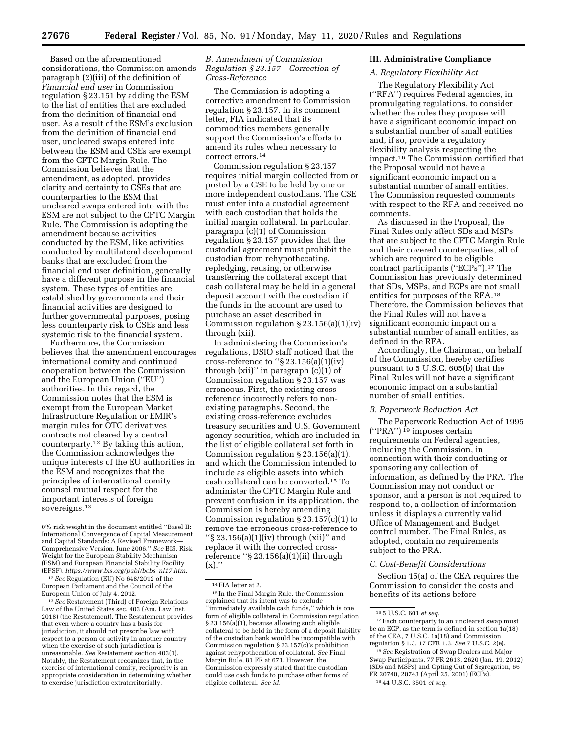Based on the aforementioned considerations, the Commission amends paragraph (2)(iii) of the definition of *Financial end user* in Commission regulation § 23.151 by adding the ESM to the list of entities that are excluded from the definition of financial end user. As a result of the ESM's exclusion from the definition of financial end user, uncleared swaps entered into between the ESM and CSEs are exempt from the CFTC Margin Rule. The Commission believes that the amendment, as adopted, provides clarity and certainty to CSEs that are counterparties to the ESM that uncleared swaps entered into with the ESM are not subject to the CFTC Margin Rule. The Commission is adopting the amendment because activities conducted by the ESM, like activities conducted by multilateral development banks that are excluded from the financial end user definition, generally have a different purpose in the financial system. These types of entities are established by governments and their financial activities are designed to further governmental purposes, posing less counterparty risk to CSEs and less systemic risk to the financial system.

Furthermore, the Commission believes that the amendment encourages international comity and continued cooperation between the Commission and the European Union (''EU'') authorities. In this regard, the Commission notes that the ESM is exempt from the European Market Infrastructure Regulation or EMIR's margin rules for OTC derivatives contracts not cleared by a central counterparty.[12] By taking this action, the Commission acknowledges the unique interests of the EU authorities in the ESM and recognizes that the principles of international comity counsel mutual respect for the important interests of foreign sovereigns.[13]

### B. Amendment of Commission Regulation § 23.157—Correction of Cross-Reference

The Commission is adopting a corrective amendment to Commission regulation § 23.157. In its comment letter, FIA indicated that its commodities members generally support the Commission's efforts to amend its rules when necessary to correct errors.[14]

Commission regulation § 23.157 requires initial margin collected from or posted by a CSE to be held by one or more independent custodians. The CSE must enter into a custodial agreement with each custodian that holds the initial margin collateral. In particular, paragraph (c)(1) of Commission regulation § 23.157 provides that the custodial agreement must prohibit the custodian from rehypothecating, repledging, reusing, or otherwise transferring the collateral except that cash collateral may be held in a general deposit account with the custodian if the funds in the account are used to purchase an asset described in Commission regulation § 23.156(a)(1)(iv) through (xii).

In administering the Commission's regulations, DSIO staff noticed that the cross-reference to ''§ 23.156(a)(1)(iv) through (xii)'' in paragraph (c)(1) of Commission regulation § 23.157 was erroneous. First, the existing cross-reference incorrectly refers to non-existing paragraphs. Second, the existing cross-reference excludes treasury securities and U.S. Government agency securities, which are included in the list of eligible collateral set forth in Commission regulation § 23.156(a)(1), and which the Commission intended to include as eligible assets into which cash collateral can be converted.[15] To administer the CFTC Margin Rule and prevent confusion in its application, the Commission is hereby amending Commission regulation § 23.157(c)(1) to remove the erroneous cross-reference to ''§ 23.156(a)(1)(iv) through (xii)'' and replace it with the corrected cross-reference ''§ 23.156(a)(1)(ii) through (x).''

## III. Administrative Compliance

### A. Regulatory Flexibility Act

The Regulatory Flexibility Act (''RFA'') requires Federal agencies, in promulgating regulations, to consider whether the rules they propose will have a significant economic impact on a substantial number of small entities and, if so, provide a regulatory flexibility analysis respecting the impact.[16] The Commission certified that the Proposal would not have a significant economic impact on a substantial number of small entities. The Commission requested comments with respect to the RFA and received no comments.

As discussed in the Proposal, the Final Rules only affect SDs and MSPs that are subject to the CFTC Margin Rule and their covered counterparties, all of which are required to be eligible contract participants (''ECPs'').[17] The Commission has previously determined that SDs, MSPs, and ECPs are not small entities for purposes of the RFA.[18] Therefore, the Commission believes that the Final Rules will not have a significant economic impact on a substantial number of small entities, as defined in the RFA.

Accordingly, the Chairman, on behalf of the Commission, hereby certifies pursuant to 5 U.S.C. 605(b) that the Final Rules will not have a significant economic impact on a substantial number of small entities.

### B. Paperwork Reduction Act

The Paperwork Reduction Act of 1995 (''PRA'')[19] imposes certain requirements on Federal agencies, including the Commission, in connection with their conducting or sponsoring any collection of information, as defined by the PRA. The Commission may not conduct or sponsor, and a person is not required to respond to, a collection of information unless it displays a currently valid Office of Management and Budget control number. The Final Rules, as adopted, contain no requirements subject to the PRA.

### C. Cost-Benefit Considerations

Section 15(a) of the CEA requires the Commission to consider the costs and benefits of its actions before

---

0% risk weight in the document entitled ''Basel II: International Convergence of Capital Measurement and Capital Standards: A Revised Framework—Comprehensive Version, June 2006.'' *See* BIS, Risk Weight for the European Stability Mechanism (ESM) and European Financial Stability Facility (EFSF), *https://www.bis.org/publ/bcbs_nl17.htm.*

[12] *See* Regulation (EU) No 648/2012 of the European Parliament and the Council of the European Union of July 4, 2012.

[13] *See* Restatement (Third) of Foreign Relations Law of the United States sec. 403 (Am. Law Inst. 2018) (the Restatement). The Restatement provides that even where a country has a basis for jurisdiction, it should not prescribe law with respect to a person or activity in another country when the exercise of such jurisdiction is unreasonable. *See* Restatement section 403(1). Notably, the Restatement recognizes that, in the exercise of international comity, reciprocity is an appropriate consideration in determining whether to exercise jurisdiction extraterritorially.

[14] FIA letter at 2.

[15] In the Final Margin Rule, the Commission explained that its intent was to exclude ''immediately available cash funds,'' which is one form of eligible collateral in Commission regulation § 23.156(a)(1), because allowing such eligible collateral to be held in the form of a deposit liability of the custodian bank would be incompatible with Commission regulation § 23.157(c)'s prohibition against rehypothecation of collateral. *See* Final Margin Rule, 81 FR at 671. However, the Commission expressly stated that the custodian could use cash funds to purchase other forms of eligible collateral. *See id.*

[16] 5 U.S.C. 601 *et seq.*

[17] Each counterparty to an uncleared swap must be an ECP, as the term is defined in section 1a(18) of the CEA, 7 U.S.C. 1a(18) and Commission regulation § 1.3, 17 CFR 1.3. *See* 7 U.S.C. 2(e).

[18] *See* Registration of Swap Dealers and Major Swap Participants, 77 FR 2613, 2620 (Jan. 19, 2012) (SDs and MSPs) and Opting Out of Segregation, 66 FR 20740, 20743 (April 25, 2001) (ECPs).

[19] 44 U.S.C. 3501 *et seq.*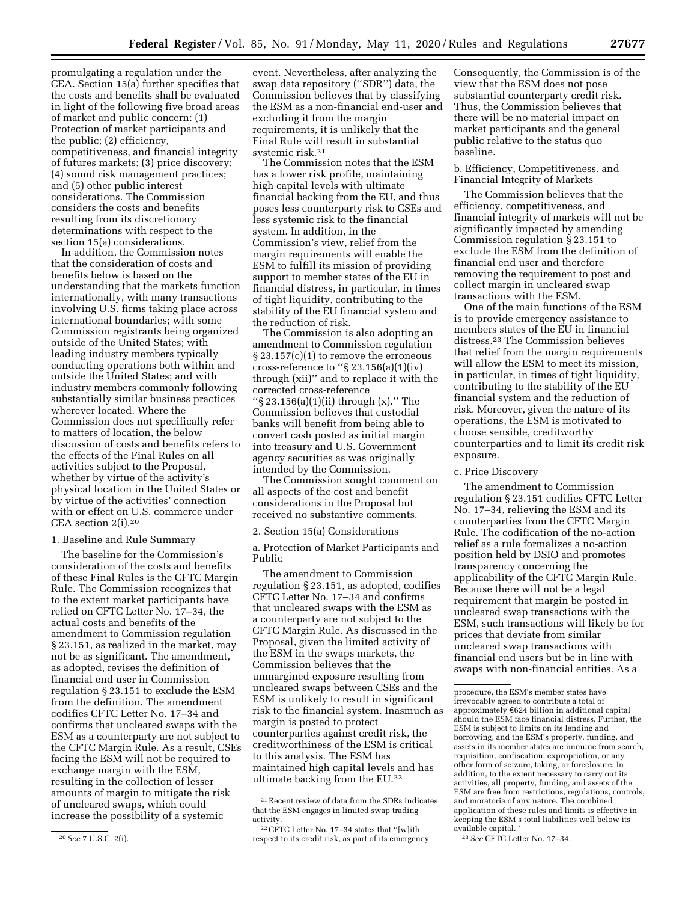promulgating a regulation under the CEA. Section 15(a) further specifies that the costs and benefits shall be evaluated in light of the following five broad areas of market and public concern: (1) Protection of market participants and the public; (2) efficiency, competitiveness, and financial integrity of futures markets; (3) price discovery; (4) sound risk management practices; and (5) other public interest considerations. The Commission considers the costs and benefits resulting from its discretionary determinations with respect to the section 15(a) considerations.

In addition, the Commission notes that the consideration of costs and benefits below is based on the understanding that the markets function internationally, with many transactions involving U.S. firms taking place across international boundaries; with some Commission registrants being organized outside of the United States; with leading industry members typically conducting operations both within and outside the United States; and with industry members commonly following substantially similar business practices wherever located. Where the Commission does not specifically refer to matters of location, the below discussion of costs and benefits refers to the effects of the Final Rules on all activities subject to the Proposal, whether by virtue of the activity's physical location in the United States or by virtue of the activities' connection with or effect on U.S. commerce under CEA section 2(i).[20]

1. Baseline and Rule Summary

The baseline for the Commission's consideration of the costs and benefits of these Final Rules is the CFTC Margin Rule. The Commission recognizes that to the extent market participants have relied on CFTC Letter No. 17–34, the actual costs and benefits of the amendment to Commission regulation § 23.151, as realized in the market, may not be as significant. The amendment, as adopted, revises the definition of financial end user in Commission regulation § 23.151 to exclude the ESM from the definition. The amendment codifies CFTC Letter No. 17–34 and confirms that uncleared swaps with the ESM as a counterparty are not subject to the CFTC Margin Rule. As a result, CSEs facing the ESM will not be required to exchange margin with the ESM, resulting in the collection of lesser amounts of margin to mitigate the risk of uncleared swaps, which could increase the possibility of a systemic event. Nevertheless, after analyzing the swap data repository (''SDR'') data, the Commission believes that by classifying the ESM as a non-financial end-user and excluding it from the margin requirements, it is unlikely that the Final Rule will result in substantial systemic risk.[21]

The Commission notes that the ESM has a lower risk profile, maintaining high capital levels with ultimate financial backing from the EU, and thus poses less counterparty risk to CSEs and less systemic risk to the financial system. In addition, in the Commission's view, relief from the margin requirements will enable the ESM to fulfill its mission of providing support to member states of the EU in financial distress, in particular, in times of tight liquidity, contributing to the stability of the EU financial system and the reduction of risk.

The Commission is also adopting an amendment to Commission regulation § 23.157(c)(1) to remove the erroneous cross-reference to ''§ 23.156(a)(1)(iv) through (xii)'' and to replace it with the corrected cross-reference ''§ 23.156(a)(1)(ii) through (x).'' The Commission believes that custodial banks will benefit from being able to convert cash posted as initial margin into treasury and U.S. Government agency securities as was originally intended by the Commission.

The Commission sought comment on all aspects of the cost and benefit considerations in the Proposal but received no substantive comments.

2. Section 15(a) Considerations

a. Protection of Market Participants and Public

The amendment to Commission regulation § 23.151, as adopted, codifies CFTC Letter No. 17–34 and confirms that uncleared swaps with the ESM as a counterparty are not subject to the CFTC Margin Rule. As discussed in the Proposal, given the limited activity of the ESM in the swaps markets, the Commission believes that the unmargined exposure resulting from uncleared swaps between CSEs and the ESM is unlikely to result in significant risk to the financial system. Inasmuch as margin is posted to protect counterparties against credit risk, the creditworthiness of the ESM is critical to this analysis. The ESM has maintained high capital levels and has ultimate backing from the EU.[22] Consequently, the Commission is of the view that the ESM does not pose substantial counterparty credit risk. Thus, the Commission believes that there will be no material impact on market participants and the general public relative to the status quo baseline.

b. Efficiency, Competitiveness, and Financial Integrity of Markets

The Commission believes that the efficiency, competitiveness, and financial integrity of markets will not be significantly impacted by amending Commission regulation § 23.151 to exclude the ESM from the definition of financial end user and therefore removing the requirement to post and collect margin in uncleared swap transactions with the ESM.

One of the main functions of the ESM is to provide emergency assistance to members states of the EU in financial distress.[23] The Commission believes that relief from the margin requirements will allow the ESM to meet its mission, in particular, in times of tight liquidity, contributing to the stability of the EU financial system and the reduction of risk. Moreover, given the nature of its operations, the ESM is motivated to choose sensible, creditworthy counterparties and to limit its credit risk exposure.

c. Price Discovery

The amendment to Commission regulation § 23.151 codifies CFTC Letter No. 17–34, relieving the ESM and its counterparties from the CFTC Margin Rule. The codification of the no-action relief as a rule formalizes a no-action position held by DSIO and promotes transparency concerning the applicability of the CFTC Margin Rule. Because there will not be a legal requirement that margin be posted in uncleared swap transactions with the ESM, such transactions will likely be for prices that deviate from similar uncleared swap transactions with financial end users but be in line with swaps with non-financial entities. As a

---

[20] *See* 7 U.S.C. 2(i).

[21] Recent review of data from the SDRs indicates that the ESM engages in limited swap trading activity.

[22] CFTC Letter No. 17–34 states that ''[w]ith respect to its credit risk, as part of its emergency procedure, the ESM's member states have irrevocably agreed to contribute a total of approximately €624 billion in additional capital should the ESM face financial distress. Further, the ESM is subject to limits on its lending and borrowing, and the ESM's property, funding, and assets in its member states are immune from search, requisition, confiscation, expropriation, or any other form of seizure, taking, or foreclosure. In addition, to the extent necessary to carry out its activities, all property, funding, and assets of the ESM are free from restrictions, regulations, controls, and moratoria of any nature. The combined application of these rules and limits is effective in keeping the ESM's total liabilities well below its available capital.''

[23] *See* CFTC Letter No. 17–34.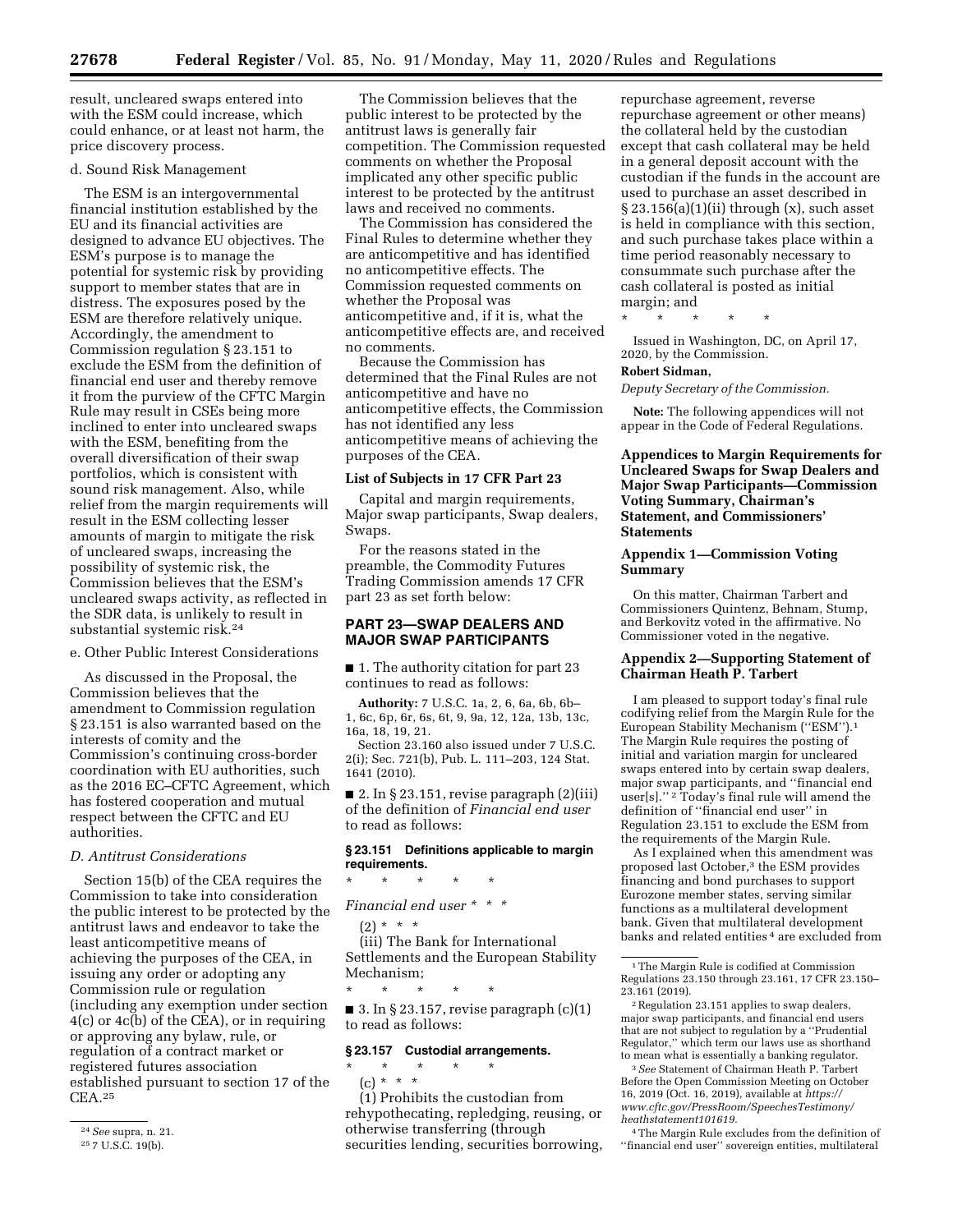result, uncleared swaps entered into with the ESM could increase, which could enhance, or at least not harm, the price discovery process.

d. Sound Risk Management

The ESM is an intergovernmental financial institution established by the EU and its financial activities are designed to advance EU objectives. The ESM's purpose is to manage the potential for systemic risk by providing support to member states that are in distress. The exposures posed by the ESM are therefore relatively unique. Accordingly, the amendment to Commission regulation § 23.151 to exclude the ESM from the definition of financial end user and thereby remove it from the purview of the CFTC Margin Rule may result in CSEs being more inclined to enter into uncleared swaps with the ESM, benefiting from the overall diversification of their swap portfolios, which is consistent with sound risk management. Also, while relief from the margin requirements will result in the ESM collecting lesser amounts of margin to mitigate the risk of uncleared swaps, increasing the possibility of systemic risk, the Commission believes that the ESM's uncleared swaps activity, as reflected in the SDR data, is unlikely to result in substantial systemic risk.[24]

e. Other Public Interest Considerations

As discussed in the Proposal, the Commission believes that the amendment to Commission regulation § 23.151 is also warranted based on the interests of comity and the Commission's continuing cross-border coordination with EU authorities, such as the 2016 EC–CFTC Agreement, which has fostered cooperation and mutual respect between the CFTC and EU authorities.

*D. Antitrust Considerations*

Section 15(b) of the CEA requires the Commission to take into consideration the public interest to be protected by the antitrust laws and endeavor to take the least anticompetitive means of achieving the purposes of the CEA, in issuing any order or adopting any Commission rule or regulation (including any exemption under section 4(c) or 4c(b) of the CEA), or in requiring or approving any bylaw, rule, or regulation of a contract market or registered futures association established pursuant to section 17 of the CEA.[25]

The Commission believes that the public interest to be protected by the antitrust laws is generally fair competition. The Commission requested comments on whether the Proposal implicated any other specific public interest to be protected by the antitrust laws and received no comments.

The Commission has considered the Final Rules to determine whether they are anticompetitive and has identified no anticompetitive effects. The Commission requested comments on whether the Proposal was anticompetitive and, if it is, what the anticompetitive effects are, and received no comments.

Because the Commission has determined that the Final Rules are not anticompetitive and have no anticompetitive effects, the Commission has not identified any less anticompetitive means of achieving the purposes of the CEA.

**List of Subjects in 17 CFR Part 23**

Capital and margin requirements, Major swap participants, Swap dealers, Swaps.

For the reasons stated in the preamble, the Commodity Futures Trading Commission amends 17 CFR part 23 as set forth below:

## PART 23—SWAP DEALERS AND MAJOR SWAP PARTICIPANTS

■ 1. The authority citation for part 23 continues to read as follows:

**Authority:** 7 U.S.C. 1a, 2, 6, 6a, 6b, 6b–1, 6c, 6p, 6r, 6s, 6t, 9, 9a, 12, 12a, 13b, 13c, 16a, 18, 19, 21.

Section 23.160 also issued under 7 U.S.C. 2(i); Sec. 721(b), Pub. L. 111–203, 124 Stat. 1641 (2010).

■ 2. In § 23.151, revise paragraph (2)(iii) of the definition of *Financial end user* to read as follows:

**§ 23.151 Definitions applicable to margin requirements.**

\* \* \* \* \*

*Financial end user* \* \* \*

(2) \* \* \*

(iii) The Bank for International Settlements and the European Stability Mechanism;

\* \* \* \* \*

■ 3. In § 23.157, revise paragraph (c)(1) to read as follows:

**§ 23.157 Custodial arrangements.**

\* \* \* \* \*

(c) \* \* \*

(1) Prohibits the custodian from rehypothecating, repledging, reusing, or otherwise transferring (through securities lending, securities borrowing, repurchase agreement, reverse repurchase agreement or other means) the collateral held by the custodian except that cash collateral may be held in a general deposit account with the custodian if the funds in the account are used to purchase an asset described in § 23.156(a)(1)(ii) through (x), such asset is held in compliance with this section, and such purchase takes place within a time period reasonably necessary to consummate such purchase after the cash collateral is posted as initial margin; and

\* \* \* \* \*

Issued in Washington, DC, on April 17, 2020, by the Commission.

**Robert Sidman,**

*Deputy Secretary of the Commission.*

**Note:** The following appendices will not appear in the Code of Federal Regulations.

## Appendices to Margin Requirements for Uncleared Swaps for Swap Dealers and Major Swap Participants—Commission Voting Summary, Chairman's Statement, and Commissioners' Statements

### Appendix 1—Commission Voting Summary

On this matter, Chairman Tarbert and Commissioners Quintenz, Behnam, Stump, and Berkovitz voted in the affirmative. No Commissioner voted in the negative.

### Appendix 2—Supporting Statement of Chairman Heath P. Tarbert

I am pleased to support today's final rule codifying relief from the Margin Rule for the European Stability Mechanism ("ESM").[1] The Margin Rule requires the posting of initial and variation margin for uncleared swaps entered into by certain swap dealers, major swap participants, and "financial end user[s]."[2] Today's final rule will amend the definition of "financial end user" in Regulation 23.151 to exclude the ESM from the requirements of the Margin Rule.

As I explained when this amendment was proposed last October,[3] the ESM provides financing and bond purchases to support Eurozone member states, serving similar functions as a multilateral development bank. Given that multilateral development banks and related entities[4] are excluded from

---

[24] *See* supra, n. 21.

[25] 7 U.S.C. 19(b).

[1] The Margin Rule is codified at Commission Regulations 23.150 through 23.161, 17 CFR 23.150–23.161 (2019).

[2] Regulation 23.151 applies to swap dealers, major swap participants, and financial end users that are not subject to regulation by a "Prudential Regulator," which term our laws use as shorthand to mean what is essentially a banking regulator.

[3] *See* Statement of Chairman Heath P. Tarbert Before the Open Commission Meeting on October 16, 2019 (Oct. 16, 2019), available at *https://www.cftc.gov/PressRoom/SpeechesTestimony/heathstatement101619*.

[4] The Margin Rule excludes from the definition of "financial end user" sovereign entities, multilateral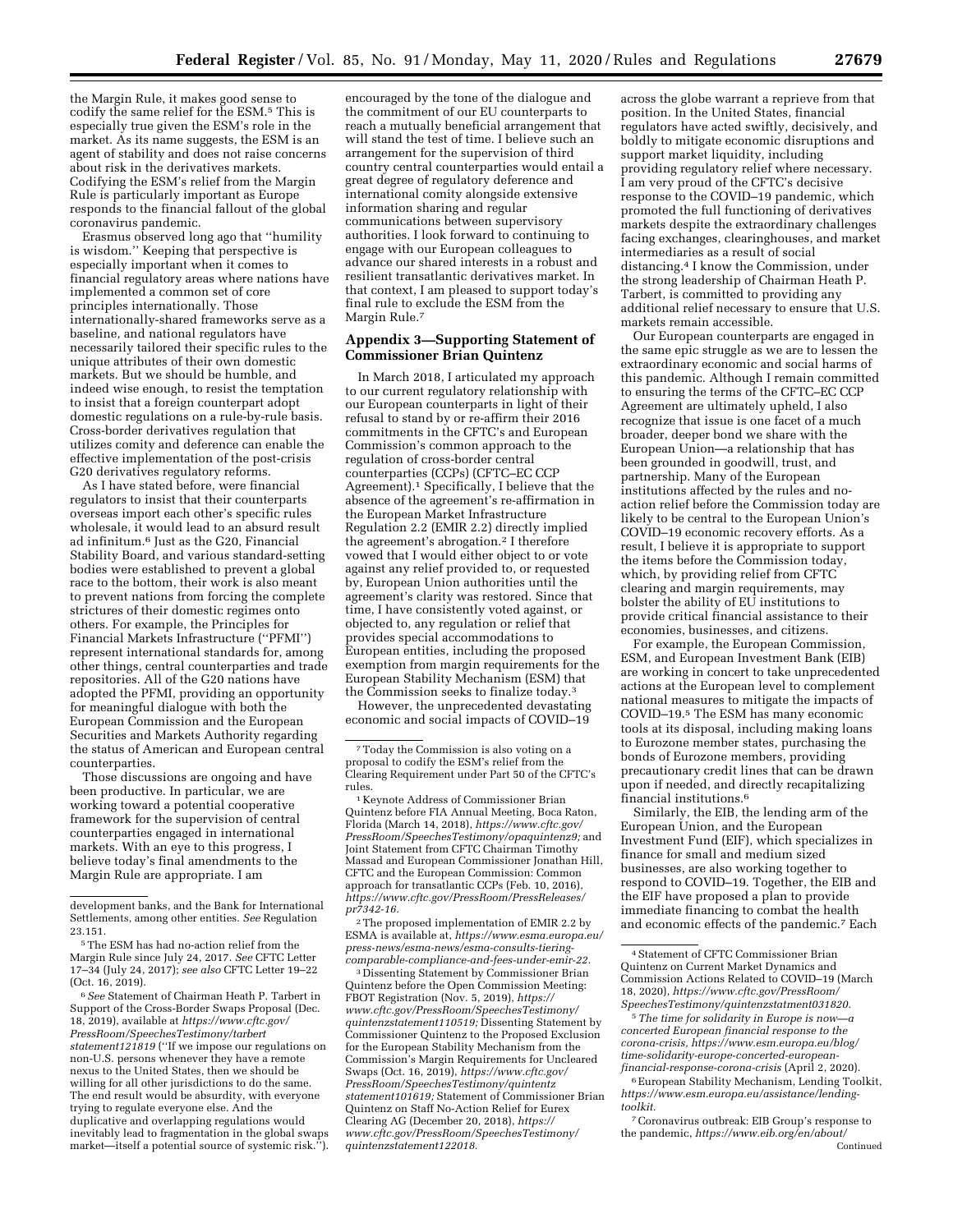the Margin Rule, it makes good sense to codify the same relief for the ESM.[5] This is especially true given the ESM's role in the market. As its name suggests, the ESM is an agent of stability and does not raise concerns about risk in the derivatives markets. Codifying the ESM's relief from the Margin Rule is particularly important as Europe responds to the financial fallout of the global coronavirus pandemic.

Erasmus observed long ago that ''humility is wisdom.'' Keeping that perspective is especially important when it comes to financial regulatory areas where nations have implemented a common set of core principles internationally. Those internationally-shared frameworks serve as a baseline, and national regulators have necessarily tailored their specific rules to the unique attributes of their own domestic markets. But we should be humble, and indeed wise enough, to resist the temptation to insist that a foreign counterpart adopt domestic regulations on a rule-by-rule basis. Cross-border derivatives regulation that utilizes comity and deference can enable the effective implementation of the post-crisis G20 derivatives regulatory reforms.

As I have stated before, were financial regulators to insist that their counterparts overseas import each other's specific rules wholesale, it would lead to an absurd result ad infinitum.[6] Just as the G20, Financial Stability Board, and various standard-setting bodies were established to prevent a global race to the bottom, their work is also meant to prevent nations from forcing the complete strictures of their domestic regimes onto others. For example, the Principles for Financial Markets Infrastructure (''PFMI'') represent international standards for, among other things, central counterparties and trade repositories. All of the G20 nations have adopted the PFMI, providing an opportunity for meaningful dialogue with both the European Commission and the European Securities and Markets Authority regarding the status of American and European central counterparties.

Those discussions are ongoing and have been productive. In particular, we are working toward a potential cooperative framework for the supervision of central counterparties engaged in international markets. With an eye to this progress, I believe today's final amendments to the Margin Rule are appropriate. I am encouraged by the tone of the dialogue and the commitment of our EU counterparts to reach a mutually beneficial arrangement that will stand the test of time. I believe such an arrangement for the supervision of third country central counterparties would entail a great degree of regulatory deference and international comity alongside extensive information sharing and regular communications between supervisory authorities. I look forward to continuing to engage with our European colleagues to advance our shared interests in a robust and resilient transatlantic derivatives market. In that context, I am pleased to support today's final rule to exclude the ESM from the Margin Rule.[7]

## Appendix 3—Supporting Statement of Commissioner Brian Quintenz

In March 2018, I articulated my approach to our current regulatory relationship with our European counterparts in light of their refusal to stand by or re-affirm their 2016 commitments in the CFTC's and European Commission's common approach to the regulation of cross-border central counterparties (CCPs) (CFTC–EC CCP Agreement).[1] Specifically, I believe that the absence of the agreement's re-affirmation in the European Market Infrastructure Regulation 2.2 (EMIR 2.2) directly implied the agreement's abrogation.[2] I therefore vowed that I would either object to or vote against any relief provided to, or requested by, European Union authorities until the agreement's clarity was restored. Since that time, I have consistently voted against, or objected to, any regulation or relief that provides special accommodations to European entities, including the proposed exemption from margin requirements for the European Stability Mechanism (ESM) that the Commission seeks to finalize today.[3]

However, the unprecedented devastating economic and social impacts of COVID–19 across the globe warrant a reprieve from that position. In the United States, financial regulators have acted swiftly, decisively, and boldly to mitigate economic disruptions and support market liquidity, including providing regulatory relief where necessary. I am very proud of the CFTC's decisive response to the COVID–19 pandemic, which promoted the full functioning of derivatives markets despite the extraordinary challenges facing exchanges, clearinghouses, and market intermediaries as a result of social distancing.[4] I know the Commission, under the strong leadership of Chairman Heath P. Tarbert, is committed to providing any additional relief necessary to ensure that U.S. markets remain accessible.

Our European counterparts are engaged in the same epic struggle as we are to lessen the extraordinary economic and social harms of this pandemic. Although I remain committed to ensuring the terms of the CFTC–EC CCP Agreement are ultimately upheld, I also recognize that issue is one facet of a much broader, deeper bond we share with the European Union—a relationship that has been grounded in goodwill, trust, and partnership. Many of the European institutions affected by the rules and no-action relief before the Commission today are likely to be central to the European Union's COVID–19 economic recovery efforts. As a result, I believe it is appropriate to support the items before the Commission today, which, by providing relief from CFTC clearing and margin requirements, may bolster the ability of EU institutions to provide critical financial assistance to their economies, businesses, and citizens.

For example, the European Commission, ESM, and European Investment Bank (EIB) are working in concert to take unprecedented actions at the European level to complement national measures to mitigate the impacts of COVID–19.[5] The ESM has many economic tools at its disposal, including making loans to Eurozone member states, purchasing the bonds of Eurozone members, providing precautionary credit lines that can be drawn upon if needed, and directly recapitalizing financial institutions.[6]

Similarly, the EIB, the lending arm of the European Union, and the European Investment Fund (EIF), which specializes in finance for small and medium sized businesses, are also working together to respond to COVID–19. Together, the EIB and the EIF have proposed a plan to provide immediate financing to combat the health and economic effects of the pandemic.[7] Each

---

development banks, and the Bank for International Settlements, among other entities. *See* Regulation 23.151.

[5] The ESM has had no-action relief from the Margin Rule since July 24, 2017. *See* CFTC Letter 17–34 (July 24, 2017); *see also* CFTC Letter 19–22 (Oct. 16, 2019).

[6] *See* Statement of Chairman Heath P. Tarbert in Support of the Cross-Border Swaps Proposal (Dec. 18, 2019), available at *https://www.cftc.gov/PressRoom/SpeechesTestimony/tarbertstatement121819* (''If we impose our regulations on non-U.S. persons whenever they have a remote nexus to the United States, then we should be willing for all other jurisdictions to do the same. The end result would be absurdity, with everyone trying to regulate everyone else. And the duplicative and overlapping regulations would inevitably lead to fragmentation in the global swaps market—itself a potential source of systemic risk.'').

[7] Today the Commission is also voting on a proposal to codify the ESM's relief from the Clearing Requirement under Part 50 of the CFTC's rules.

[1] Keynote Address of Commissioner Brian Quintenz before FIA Annual Meeting, Boca Raton, Florida (March 14, 2018), *https://www.cftc.gov/PressRoom/SpeechesTestimony/opaquintenz9;* and Joint Statement from CFTC Chairman Timothy Massad and European Commissioner Jonathan Hill, CFTC and the European Commission: Common approach for transatlantic CCPs (Feb. 10, 2016), *https://www.cftc.gov/PressRoom/PressReleases/pr7342-16.*

[2] The proposed implementation of EMIR 2.2 by ESMA is available at, *https://www.esma.europa.eu/press-news/esma-news/esma-consults-tiering-comparable-compliance-and-fees-under-emir-22.*

[3] Dissenting Statement by Commissioner Brian Quintenz before the Open Commission Meeting: FBOT Registration (Nov. 5, 2019), *https://www.cftc.gov/PressRoom/SpeechesTestimony/quintenzstatement110519;* Dissenting Statement by Commissioner Quintenz to the Proposed Exclusion for the European Stability Mechanism from the Commission's Margin Requirements for Uncleared Swaps (Oct. 16, 2019), *https://www.cftc.gov/PressRoom/SpeechesTestimony/quintenzstatement101619;* Statement of Commissioner Brian Quintenz on Staff No-Action Relief for Eurex Clearing AG (December 20, 2018), *https://www.cftc.gov/PressRoom/SpeechesTestimony/quintenzstatement122018.*

[4] Statement of CFTC Commissioner Brian Quintenz on Current Market Dynamics and Commission Actions Related to COVID–19 (March 18, 2020), *https://www.cftc.gov/PressRoom/SpeechesTestimony/quintenzstatment031820.*

[5] *The time for solidarity in Europe is now—a concerted European financial response to the corona-crisis, https://www.esm.europa.eu/blog/time-solidarity-europe-concerted-european-financial-response-corona-crisis* (April 2, 2020).

[6] European Stability Mechanism, Lending Toolkit, *https://www.esm.europa.eu/assistance/lending-toolkit.*

[7] Coronavirus outbreak: EIB Group's response to the pandemic, *https://www.eib.org/en/about/* Continued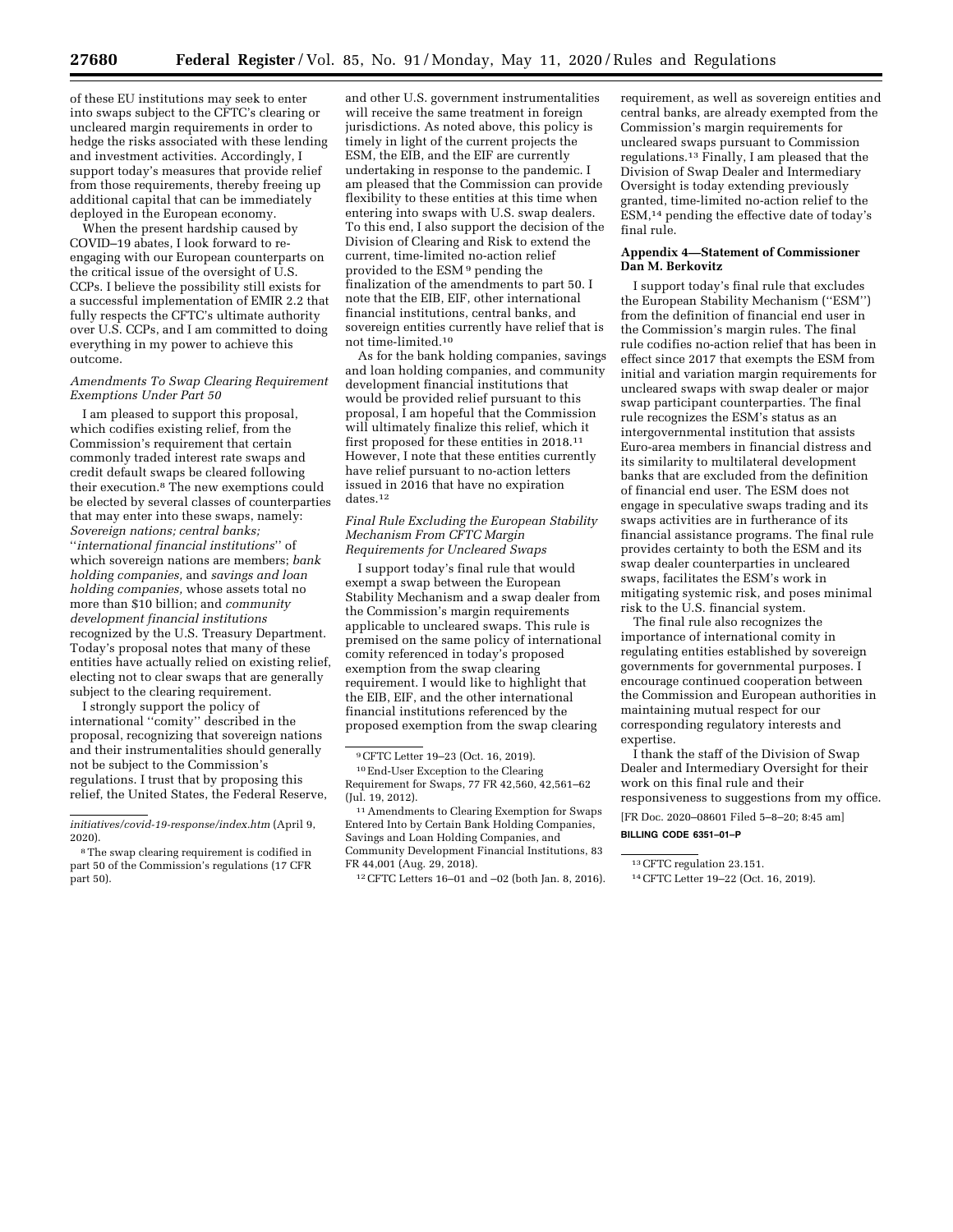of these EU institutions may seek to enter into swaps subject to the CFTC's clearing or uncleared margin requirements in order to hedge the risks associated with these lending and investment activities. Accordingly, I support today's measures that provide relief from those requirements, thereby freeing up additional capital that can be immediately deployed in the European economy.

When the present hardship caused by COVID–19 abates, I look forward to re-engaging with our European counterparts on the critical issue of the oversight of U.S. CCPs. I believe the possibility still exists for a successful implementation of EMIR 2.2 that fully respects the CFTC's ultimate authority over U.S. CCPs, and I am committed to doing everything in my power to achieve this outcome.

*Amendments To Swap Clearing Requirement Exemptions Under Part 50*

I am pleased to support this proposal, which codifies existing relief, from the Commission's requirement that certain commonly traded interest rate swaps and credit default swaps be cleared following their execution.[8] The new exemptions could be elected by several classes of counterparties that may enter into these swaps, namely: *Sovereign nations; central banks;* ''*international financial institutions*'' of which sovereign nations are members; *bank holding companies,* and *savings and loan holding companies,* whose assets total no more than $10 billion; and *community development financial institutions* recognized by the U.S. Treasury Department. Today's proposal notes that many of these entities have actually relied on existing relief, electing not to clear swaps that are generally subject to the clearing requirement.

I strongly support the policy of international ''comity'' described in the proposal, recognizing that sovereign nations and their instrumentalities should generally not be subject to the Commission's regulations. I trust that by proposing this relief, the United States, the Federal Reserve, and other U.S. government instrumentalities will receive the same treatment in foreign jurisdictions. As noted above, this policy is timely in light of the current projects the ESM, the EIB, and the EIF are currently undertaking in response to the pandemic. I am pleased that the Commission can provide flexibility to these entities at this time when entering into swaps with U.S. swap dealers. To this end, I also support the decision of the Division of Clearing and Risk to extend the current, time-limited no-action relief provided to the ESM[9] pending the finalization of the amendments to part 50. I note that the EIB, EIF, other international financial institutions, central banks, and sovereign entities currently have relief that is not time-limited.[10]

As for the bank holding companies, savings and loan holding companies, and community development financial institutions that would be provided relief pursuant to this proposal, I am hopeful that the Commission will ultimately finalize this relief, which it first proposed for these entities in 2018.[11] However, I note that these entities currently have relief pursuant to no-action letters issued in 2016 that have no expiration dates.[12]

*Final Rule Excluding the European Stability Mechanism From CFTC Margin Requirements for Uncleared Swaps*

I support today's final rule that would exempt a swap between the European Stability Mechanism and a swap dealer from the Commission's margin requirements applicable to uncleared swaps. This rule is premised on the same policy of international comity referenced in today's proposed exemption from the swap clearing requirement. I would like to highlight that the EIB, EIF, and the other international financial institutions referenced by the proposed exemption from the swap clearing requirement, as well as sovereign entities and central banks, are already exempted from the Commission's margin requirements for uncleared swaps pursuant to Commission regulations.[13] Finally, I am pleased that the Division of Swap Dealer and Intermediary Oversight is today extending previously granted, time-limited no-action relief to the ESM,[14] pending the effective date of today's final rule.

## Appendix 4—Statement of Commissioner Dan M. Berkovitz

I support today's final rule that excludes the European Stability Mechanism (''ESM'') from the definition of financial end user in the Commission's margin rules. The final rule codifies no-action relief that has been in effect since 2017 that exempts the ESM from initial and variation margin requirements for uncleared swaps with swap dealer or major swap participant counterparties. The final rule recognizes the ESM's status as an intergovernmental institution that assists Euro-area members in financial distress and its similarity to multilateral development banks that are excluded from the definition of financial end user. The ESM does not engage in speculative swaps trading and its swaps activities are in furtherance of its financial assistance programs. The final rule provides certainty to both the ESM and its swap dealer counterparties in uncleared swaps, facilitates the ESM's work in mitigating systemic risk, and poses minimal risk to the U.S. financial system.

The final rule also recognizes the importance of international comity in regulating entities established by sovereign governments for governmental purposes. I encourage continued cooperation between the Commission and European authorities in maintaining mutual respect for our corresponding regulatory interests and expertise.

I thank the staff of the Division of Swap Dealer and Intermediary Oversight for their work on this final rule and their responsiveness to suggestions from my office.

[FR Doc. 2020–08601 Filed 5–8–20; 8:45 am]

**BILLING CODE 6351–01–P**

---

*initiatives/covid-19-response/index.htm* (April 9, 2020).

[8] The swap clearing requirement is codified in part 50 of the Commission's regulations (17 CFR part 50).

[9] CFTC Letter 19–23 (Oct. 16, 2019).

[10] End-User Exception to the Clearing Requirement for Swaps, 77 FR 42,560, 42,561–62 (Jul. 19, 2012).

[11] Amendments to Clearing Exemption for Swaps Entered Into by Certain Bank Holding Companies, Savings and Loan Holding Companies, and Community Development Financial Institutions, 83 FR 44,001 (Aug. 29, 2018).

[12] CFTC Letters 16–01 and –02 (both Jan. 8, 2016).

[13] CFTC regulation 23.151.

[14] CFTC Letter 19–22 (Oct. 16, 2019).